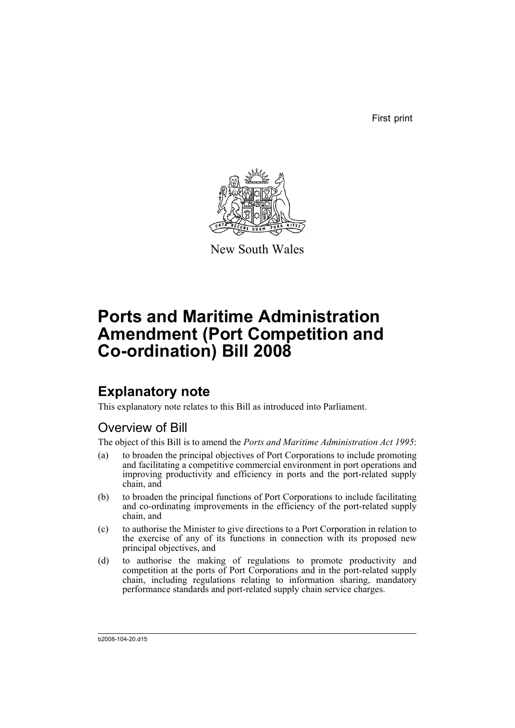First print

New South Wales

# Ports and Maritime Administration Amendment (Port Competition and Co-ordination) Bill 2008

## Explanatory note

This explanatory note relates to this Bill as introduced into Parliament.

### Overview of Bill

The object of this Bill is to amend the *Ports and Maritime Administration Act 1995*:

(a) to broaden the principal objectives of Port Corporations to include promoting and facilitating a competitive commercial environment in port operations and improving productivity and efficiency in ports and the port-related supply chain, and

(b) to broaden the principal functions of Port Corporations to include facilitating and co-ordinating improvements in the efficiency of the port-related supply chain, and

(c) to authorise the Minister to give directions to a Port Corporation in relation to the exercise of any of its functions in connection with its proposed new principal objectives, and

(d) to authorise the making of regulations to promote productivity and competition at the ports of Port Corporations and in the port-related supply chain, including regulations relating to information sharing, mandatory performance standards and port-related supply chain service charges.

b2008-104-20.d15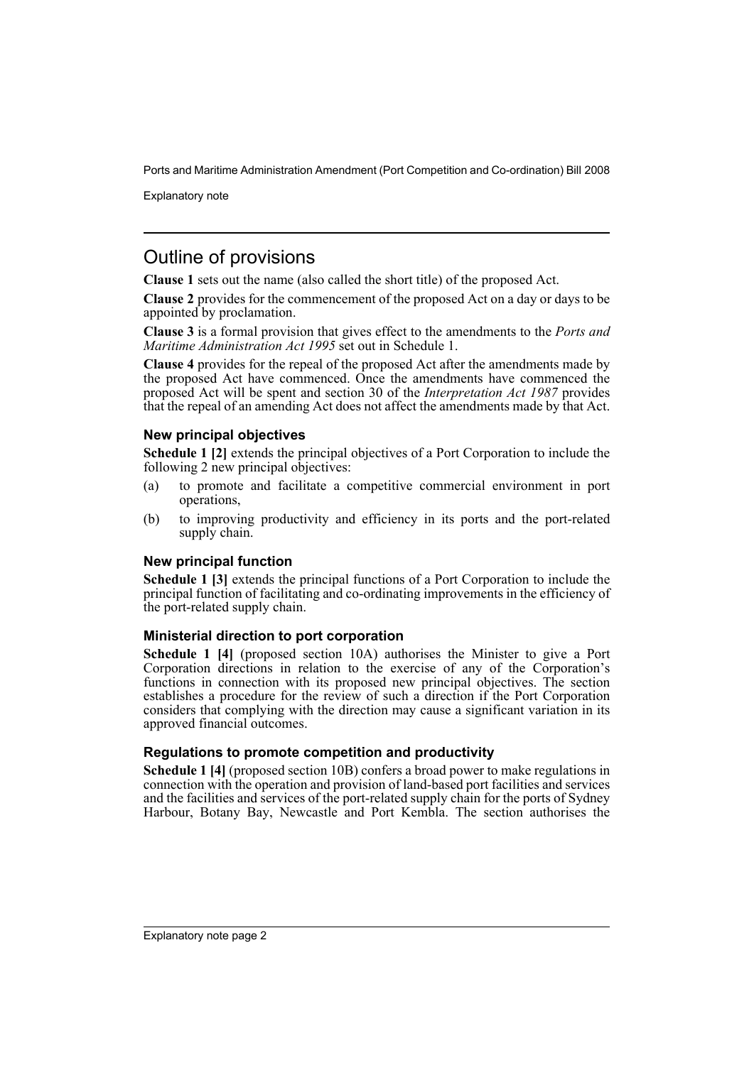## Outline of provisions

**Clause 1** sets out the name (also called the short title) of the proposed Act.

**Clause 2** provides for the commencement of the proposed Act on a day or days to be appointed by proclamation.

**Clause 3** is a formal provision that gives effect to the amendments to the *Ports and Maritime Administration Act 1995* set out in Schedule 1.

**Clause 4** provides for the repeal of the proposed Act after the amendments made by the proposed Act have commenced. Once the amendments have commenced the proposed Act will be spent and section 30 of the *Interpretation Act 1987* provides that the repeal of an amending Act does not affect the amendments made by that Act.

### New principal objectives

**Schedule 1 [2]** extends the principal objectives of a Port Corporation to include the following 2 new principal objectives:

(a) to promote and facilitate a competitive commercial environment in port operations,

(b) to improving productivity and efficiency in its ports and the port-related supply chain.

### New principal function

**Schedule 1 [3]** extends the principal functions of a Port Corporation to include the principal function of facilitating and co-ordinating improvements in the efficiency of the port-related supply chain.

### Ministerial direction to port corporation

**Schedule 1 [4]** (proposed section 10A) authorises the Minister to give a Port Corporation directions in relation to the exercise of any of the Corporation's functions in connection with its proposed new principal objectives. The section establishes a procedure for the review of such a direction if the Port Corporation considers that complying with the direction may cause a significant variation in its approved financial outcomes.

### Regulations to promote competition and productivity

**Schedule 1 [4]** (proposed section 10B) confers a broad power to make regulations in connection with the operation and provision of land-based port facilities and services and the facilities and services of the port-related supply chain for the ports of Sydney Harbour, Botany Bay, Newcastle and Port Kembla. The section authorises the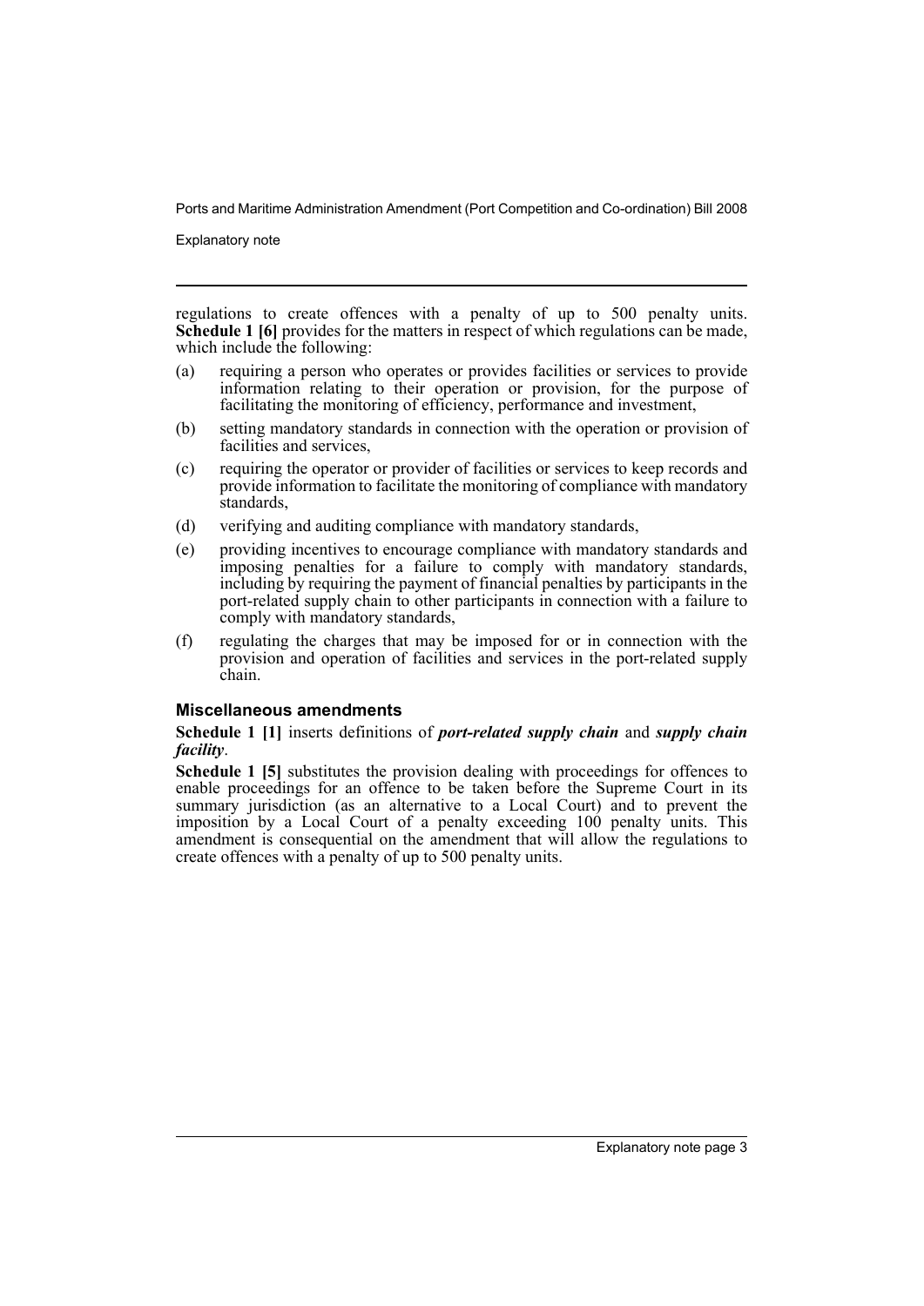regulations to create offences with a penalty of up to 500 penalty units. **Schedule 1 [6]** provides for the matters in respect of which regulations can be made, which include the following:

(a) requiring a person who operates or provides facilities or services to provide information relating to their operation or provision, for the purpose of facilitating the monitoring of efficiency, performance and investment,

(b) setting mandatory standards in connection with the operation or provision of facilities and services,

(c) requiring the operator or provider of facilities or services to keep records and provide information to facilitate the monitoring of compliance with mandatory standards,

(d) verifying and auditing compliance with mandatory standards,

(e) providing incentives to encourage compliance with mandatory standards and imposing penalties for a failure to comply with mandatory standards, including by requiring the payment of financial penalties by participants in the port-related supply chain to other participants in connection with a failure to comply with mandatory standards,

(f) regulating the charges that may be imposed for or in connection with the provision and operation of facilities and services in the port-related supply chain.

### Miscellaneous amendments

**Schedule 1 [1]** inserts definitions of ***port-related supply chain*** and ***supply chain facility***.

**Schedule 1 [5]** substitutes the provision dealing with proceedings for offences to enable proceedings for an offence to be taken before the Supreme Court in its summary jurisdiction (as an alternative to a Local Court) and to prevent the imposition by a Local Court of a penalty exceeding 100 penalty units. This amendment is consequential on the amendment that will allow the regulations to create offences with a penalty of up to 500 penalty units.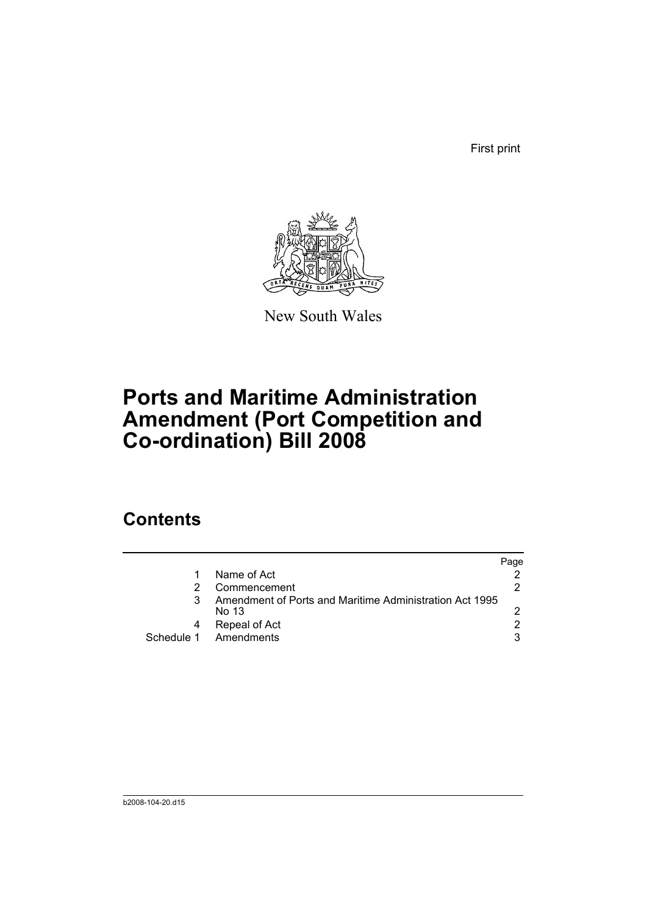First print

New South Wales

# Ports and Maritime Administration Amendment (Port Competition and Co-ordination) Bill 2008

## Contents

| | | Page |
|---|---|---|
| 1 | Name of Act | 2 |
| 2 | Commencement | 2 |
| 3 | Amendment of Ports and Maritime Administration Act 1995 No 13 | 2 |
| 4 | Repeal of Act | 2 |
| Schedule 1 | Amendments | 3 |

b2008-104-20.d15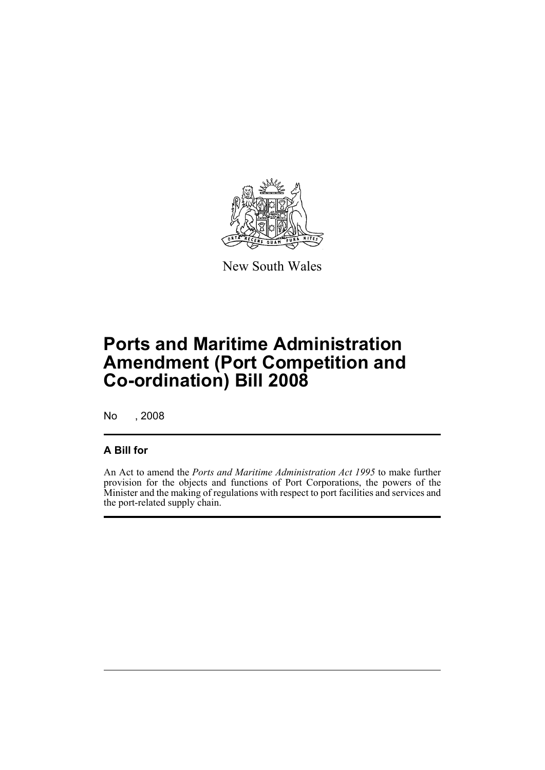New South Wales

# Ports and Maritime Administration Amendment (Port Competition and Co-ordination) Bill 2008

No , 2008

## A Bill for

An Act to amend the *Ports and Maritime Administration Act 1995* to make further provision for the objects and functions of Port Corporations, the powers of the Minister and the making of regulations with respect to port facilities and services and the port-related supply chain.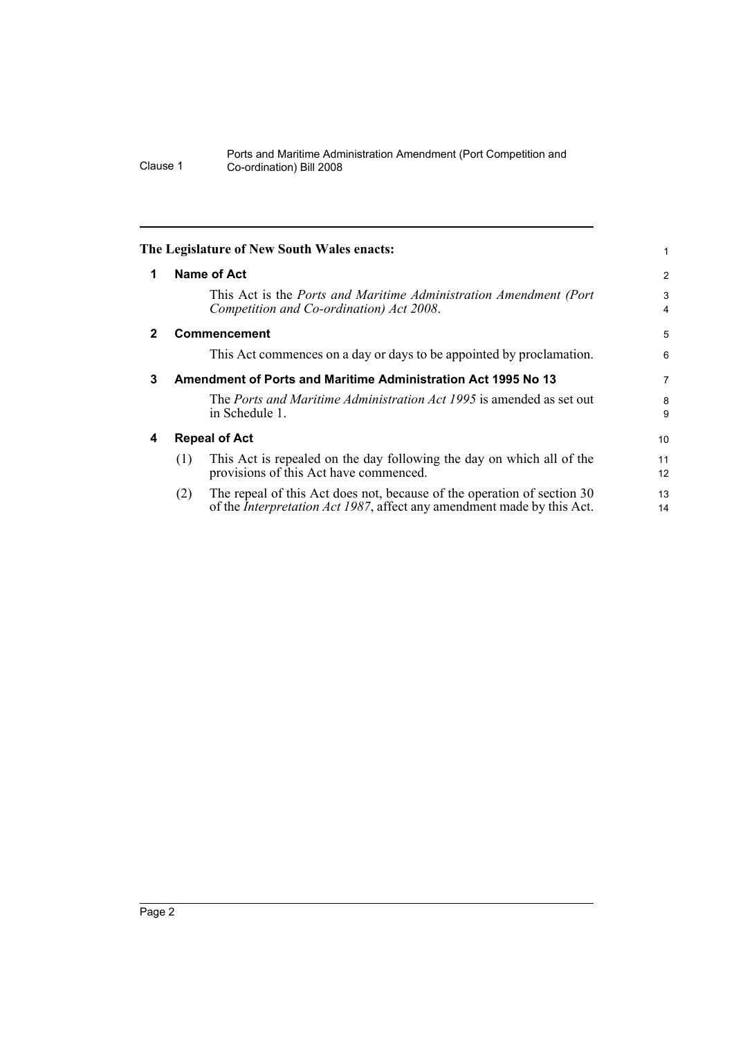**The Legislature of New South Wales enacts:**

## 1 Name of Act

This Act is the *Ports and Maritime Administration Amendment (Port Competition and Co-ordination) Act 2008*.

## 2 Commencement

This Act commences on a day or days to be appointed by proclamation.

## 3 Amendment of Ports and Maritime Administration Act 1995 No 13

The *Ports and Maritime Administration Act 1995* is amended as set out in Schedule 1.

## 4 Repeal of Act

(1) This Act is repealed on the day following the day on which all of the provisions of this Act have commenced.

(2) The repeal of this Act does not, because of the operation of section 30 of the *Interpretation Act 1987*, affect any amendment made by this Act.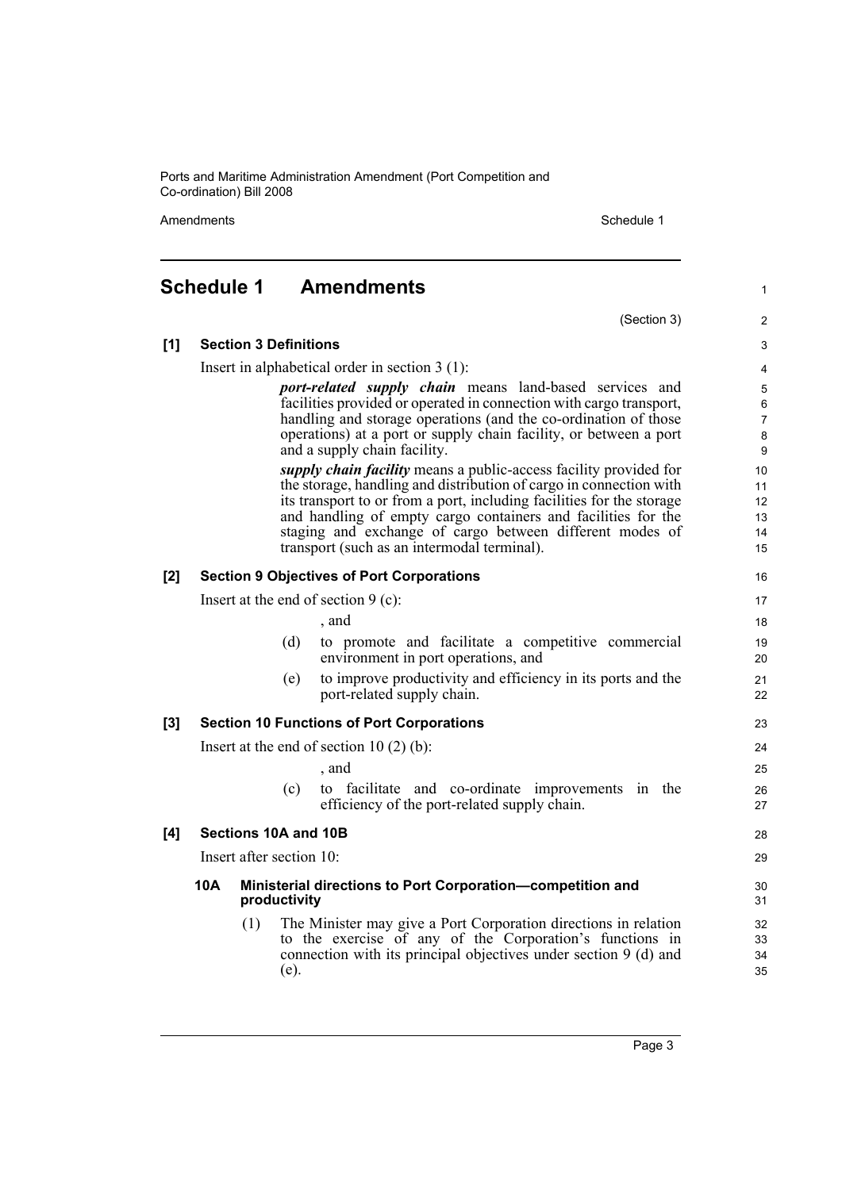# Schedule 1 Amendments

(Section 3)

**[1] Section 3 Definitions**

Insert in alphabetical order in section 3 (1):

> ***port-related supply chain*** means land-based services and facilities provided or operated in connection with cargo transport, handling and storage operations (and the co-ordination of those operations) at a port or supply chain facility, or between a port and a supply chain facility.
>
> ***supply chain facility*** means a public-access facility provided for the storage, handling and distribution of cargo in connection with its transport to or from a port, including facilities for the storage and handling of empty cargo containers and facilities for the staging and exchange of cargo between different modes of transport (such as an intermodal terminal).

**[2] Section 9 Objectives of Port Corporations**

Insert at the end of section 9 (c):

> , and
>
> (d) to promote and facilitate a competitive commercial environment in port operations, and
>
> (e) to improve productivity and efficiency in its ports and the port-related supply chain.

**[3] Section 10 Functions of Port Corporations**

Insert at the end of section 10 (2) (b):

> , and
>
> (c) to facilitate and co-ordinate improvements in the efficiency of the port-related supply chain.

**[4] Sections 10A and 10B**

Insert after section 10:

> **10A Ministerial directions to Port Corporation—competition and productivity**
>
> (1) The Minister may give a Port Corporation directions in relation to the exercise of any of the Corporation's functions in connection with its principal objectives under section 9 (d) and (e).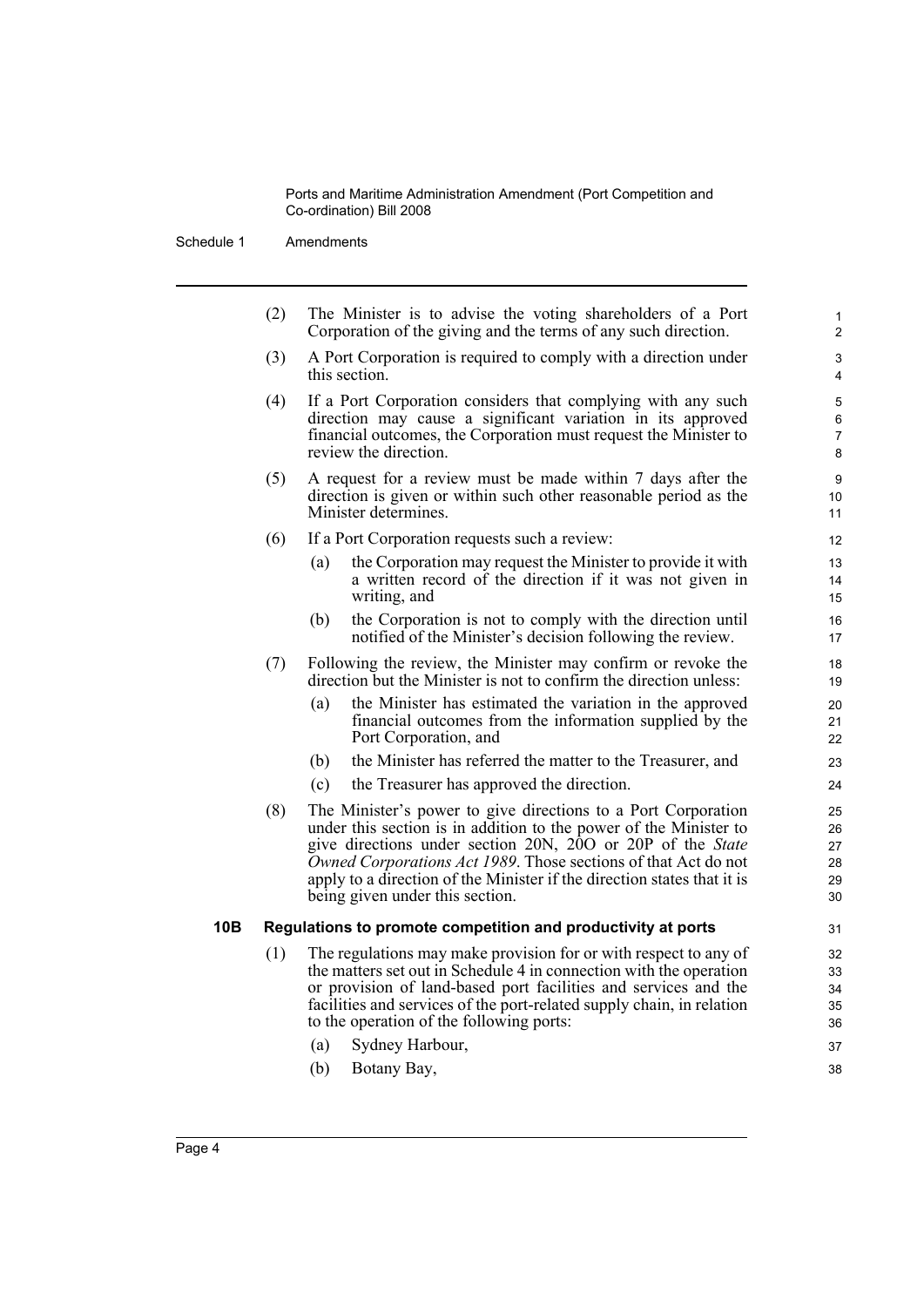(2) The Minister is to advise the voting shareholders of a Port Corporation of the giving and the terms of any such direction.

(3) A Port Corporation is required to comply with a direction under this section.

(4) If a Port Corporation considers that complying with any such direction may cause a significant variation in its approved financial outcomes, the Corporation must request the Minister to review the direction.

(5) A request for a review must be made within 7 days after the direction is given or within such other reasonable period as the Minister determines.

(6) If a Port Corporation requests such a review:

- (a) the Corporation may request the Minister to provide it with a written record of the direction if it was not given in writing, and
- (b) the Corporation is not to comply with the direction until notified of the Minister's decision following the review.

(7) Following the review, the Minister may confirm or revoke the direction but the Minister is not to confirm the direction unless:

- (a) the Minister has estimated the variation in the approved financial outcomes from the information supplied by the Port Corporation, and
- (b) the Minister has referred the matter to the Treasurer, and
- (c) the Treasurer has approved the direction.

(8) The Minister's power to give directions to a Port Corporation under this section is in addition to the power of the Minister to give directions under section 20N, 20O or 20P of the *State Owned Corporations Act 1989*. Those sections of that Act do not apply to a direction of the Minister if the direction states that it is being given under this section.

**10B Regulations to promote competition and productivity at ports**

(1) The regulations may make provision for or with respect to any of the matters set out in Schedule 4 in connection with the operation or provision of land-based port facilities and services and the facilities and services of the port-related supply chain, in relation to the operation of the following ports:

- (a) Sydney Harbour,
- (b) Botany Bay,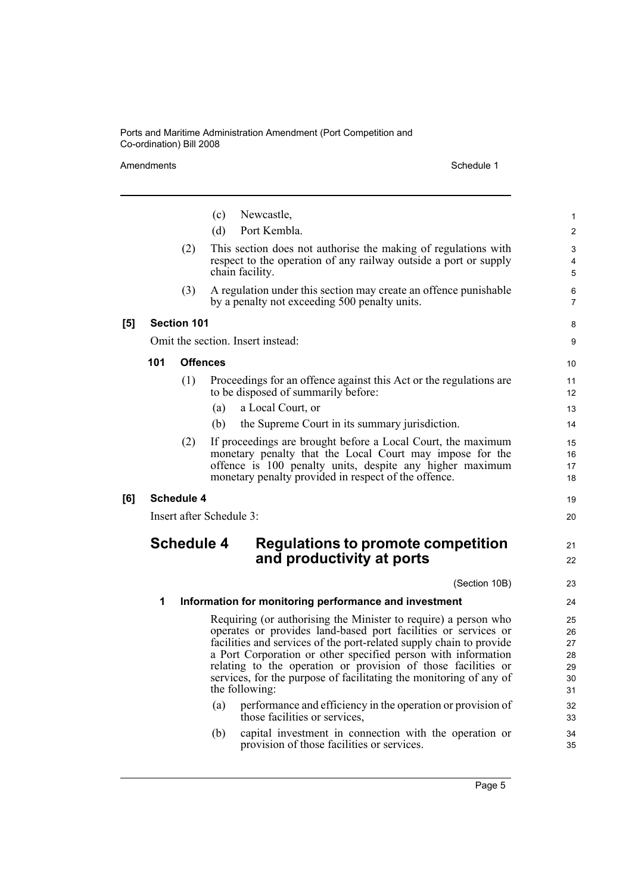(c) Newcastle,

(d) Port Kembla.

(2) This section does not authorise the making of regulations with respect to the operation of any railway outside a port or supply chain facility.

(3) A regulation under this section may create an offence punishable by a penalty not exceeding 500 penalty units.

**[5] Section 101**

Omit the section. Insert instead:

**101 Offences**

(1) Proceedings for an offence against this Act or the regulations are to be disposed of summarily before:

(a) a Local Court, or

(b) the Supreme Court in its summary jurisdiction.

(2) If proceedings are brought before a Local Court, the maximum monetary penalty that the Local Court may impose for the offence is 100 penalty units, despite any higher maximum monetary penalty provided in respect of the offence.

**[6] Schedule 4**

Insert after Schedule 3:

## Schedule 4 Regulations to promote competition and productivity at ports

(Section 10B)

**1 Information for monitoring performance and investment**

Requiring (or authorising the Minister to require) a person who operates or provides land-based port facilities or services or facilities and services of the port-related supply chain to provide a Port Corporation or other specified person with information relating to the operation or provision of those facilities or services, for the purpose of facilitating the monitoring of any of the following:

(a) performance and efficiency in the operation or provision of those facilities or services,

(b) capital investment in connection with the operation or provision of those facilities or services.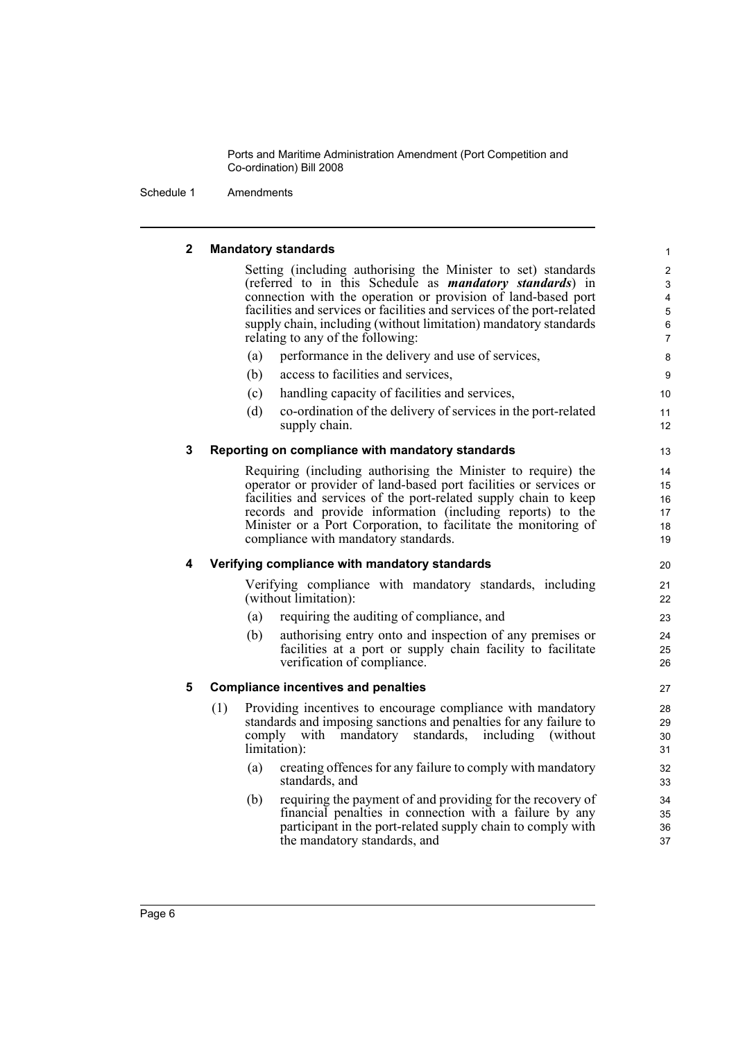## 2 Mandatory standards

Setting (including authorising the Minister to set) standards (referred to in this Schedule as ***mandatory standards***) in connection with the operation or provision of land-based port facilities and services or facilities and services of the port-related supply chain, including (without limitation) mandatory standards relating to any of the following:

(a) performance in the delivery and use of services,

(b) access to facilities and services,

(c) handling capacity of facilities and services,

(d) co-ordination of the delivery of services in the port-related supply chain.

## 3 Reporting on compliance with mandatory standards

Requiring (including authorising the Minister to require) the operator or provider of land-based port facilities or services or facilities and services of the port-related supply chain to keep records and provide information (including reports) to the Minister or a Port Corporation, to facilitate the monitoring of compliance with mandatory standards.

## 4 Verifying compliance with mandatory standards

Verifying compliance with mandatory standards, including (without limitation):

(a) requiring the auditing of compliance, and

(b) authorising entry onto and inspection of any premises or facilities at a port or supply chain facility to facilitate verification of compliance.

## 5 Compliance incentives and penalties

(1) Providing incentives to encourage compliance with mandatory standards and imposing sanctions and penalties for any failure to comply with mandatory standards, including (without limitation):

(a) creating offences for any failure to comply with mandatory standards, and

(b) requiring the payment of and providing for the recovery of financial penalties in connection with a failure by any participant in the port-related supply chain to comply with the mandatory standards, and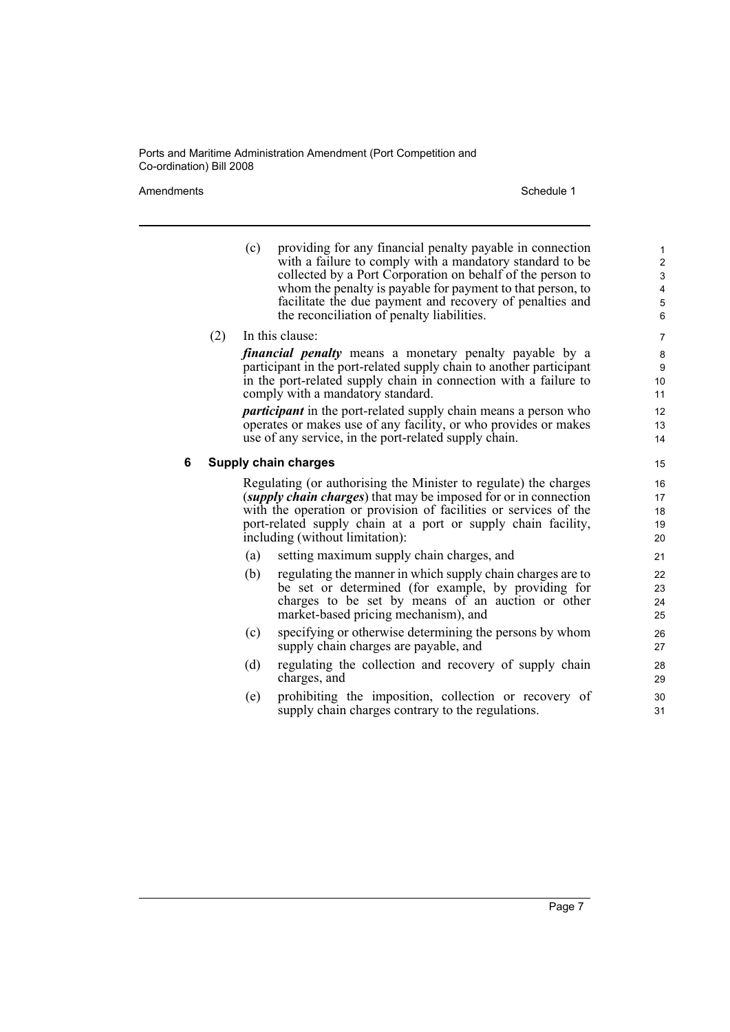(c) providing for any financial penalty payable in connection with a failure to comply with a mandatory standard to be collected by a Port Corporation on behalf of the person to whom the penalty is payable for payment to that person, to facilitate the due payment and recovery of penalties and the reconciliation of penalty liabilities.

(2) In this clause:

***financial penalty*** means a monetary penalty payable by a participant in the port-related supply chain to another participant in the port-related supply chain in connection with a failure to comply with a mandatory standard.

***participant*** in the port-related supply chain means a person who operates or makes use of any facility, or who provides or makes use of any service, in the port-related supply chain.

### 6 Supply chain charges

Regulating (or authorising the Minister to regulate) the charges (***supply chain charges***) that may be imposed for or in connection with the operation or provision of facilities or services of the port-related supply chain at a port or supply chain facility, including (without limitation):

(a) setting maximum supply chain charges, and

(b) regulating the manner in which supply chain charges are to be set or determined (for example, by providing for charges to be set by means of an auction or other market-based pricing mechanism), and

(c) specifying or otherwise determining the persons by whom supply chain charges are payable, and

(d) regulating the collection and recovery of supply chain charges, and

(e) prohibiting the imposition, collection or recovery of supply chain charges contrary to the regulations.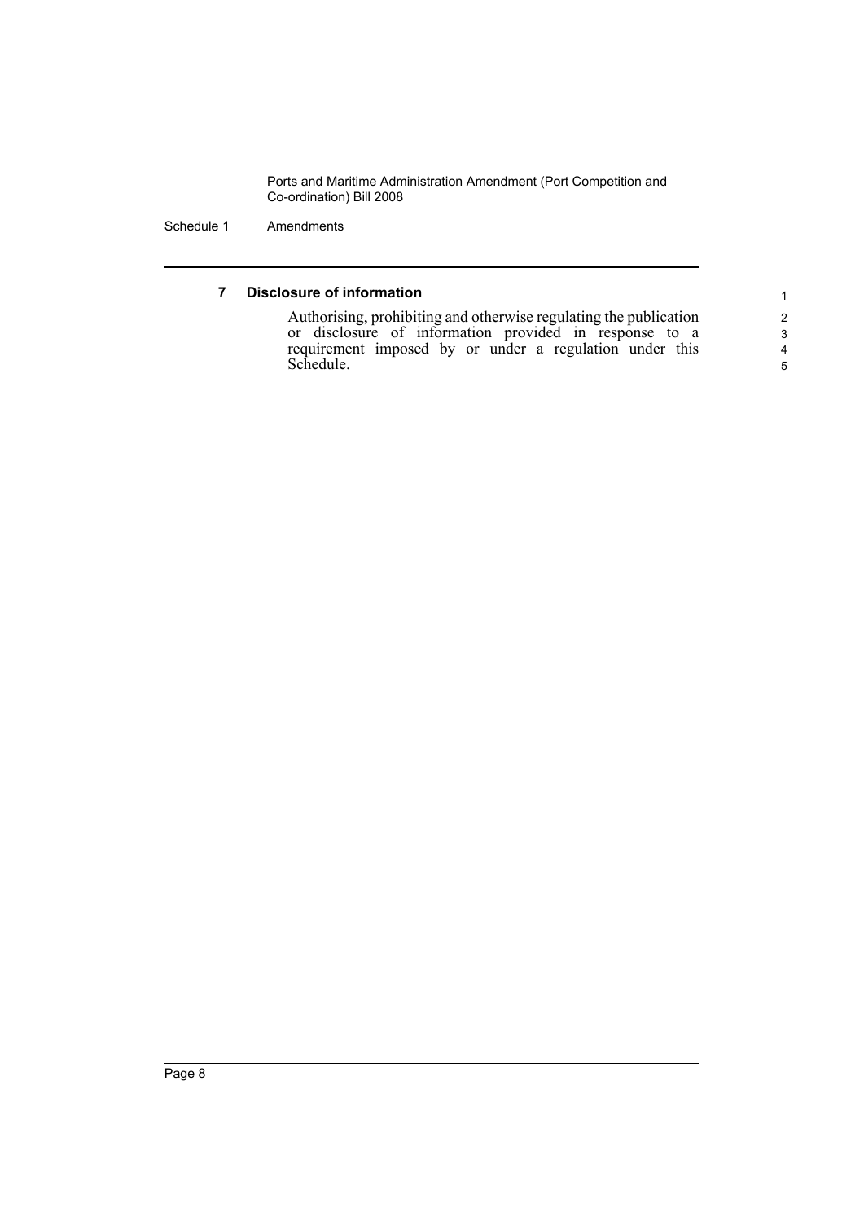### 7 Disclosure of information

Authorising, prohibiting and otherwise regulating the publication or disclosure of information provided in response to a requirement imposed by or under a regulation under this Schedule.